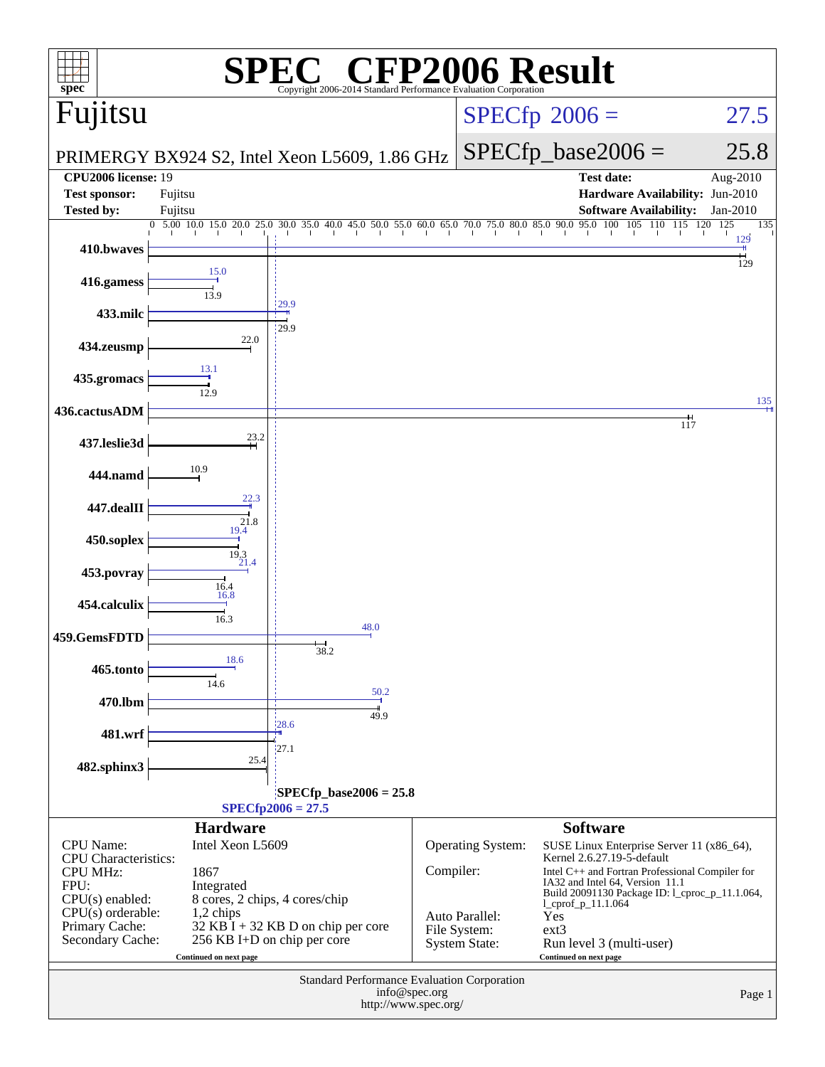# SPEC CFP2006 Result

Copyright 2006-2014 Standard Performance Evaluation Corporation

## Fujitsu

PRIMERGY BX924 S2, Intel Xeon L5609, 1.86 GHz

SPECfp 2006 = 27.5

SPECfp_base2006 = 25.8

| | | | |
|---|---|---|---|
| **CPU2006 license:** | 19 | **Test date:** | Aug-2010 |
| **Test sponsor:** | Fujitsu | **Hardware Availability:** | Jun-2010 |
| **Tested by:** | Fujitsu | **Software Availability:** | Jan-2010 |

| Benchmark | Peak | Base |
|---|---|---|
| 410.bwaves | 129 | 129 |
| 416.gamess | 15.0 | 13.9 |
| 433.milc | 29.9 | 29.9 |
| 434.zeusmp | 22.0 | 22.0 |
| 435.gromacs | 13.1 | 12.9 |
| 436.cactusADM | 135 | 117 |
| 437.leslie3d | 23.2 | 23.2 |
| 444.namd | 10.9 | 10.9 |
| 447.dealII | 22.3 | 21.8 |
| 450.soplex | 19.4 | 19.3 |
| 453.povray | 21.4 | 16.4 |
| 454.calculix | 16.8 | 16.3 |
| 459.GemsFDTD | 48.0 | 38.2 |
| 465.tonto | 18.6 | 14.6 |
| 470.lbm | 50.2 | 49.9 |
| 481.wrf | 28.6 | 27.1 |
| 482.sphinx3 | 25.4 | 25.4 |

SPECfp_base2006 = 25.8

SPECfp2006 = 27.5

### Hardware

| | |
|---|---|
| CPU Name: | Intel Xeon L5609 |
| CPU Characteristics: | |
| CPU MHz: | 1867 |
| FPU: | Integrated |
| CPU(s) enabled: | 8 cores, 2 chips, 4 cores/chip |
| CPU(s) orderable: | 1,2 chips |
| Primary Cache: | 32 KB I + 32 KB D on chip per core |
| Secondary Cache: | 256 KB I+D on chip per core |

Continued on next page

### Software

| | |
|---|---|
| Operating System: | SUSE Linux Enterprise Server 11 (x86_64), Kernel 2.6.27.19-5-default |
| Compiler: | Intel C++ and Fortran Professional Compiler for IA32 and Intel 64, Version 11.1 Build 20091130 Package ID: l_cproc_p_11.1.064, l_cprof_p_11.1.064 |
| Auto Parallel: | Yes |
| File System: | ext3 |
| System State: | Run level 3 (multi-user) |

Continued on next page

Standard Performance Evaluation Corporation
info@spec.org
http://www.spec.org/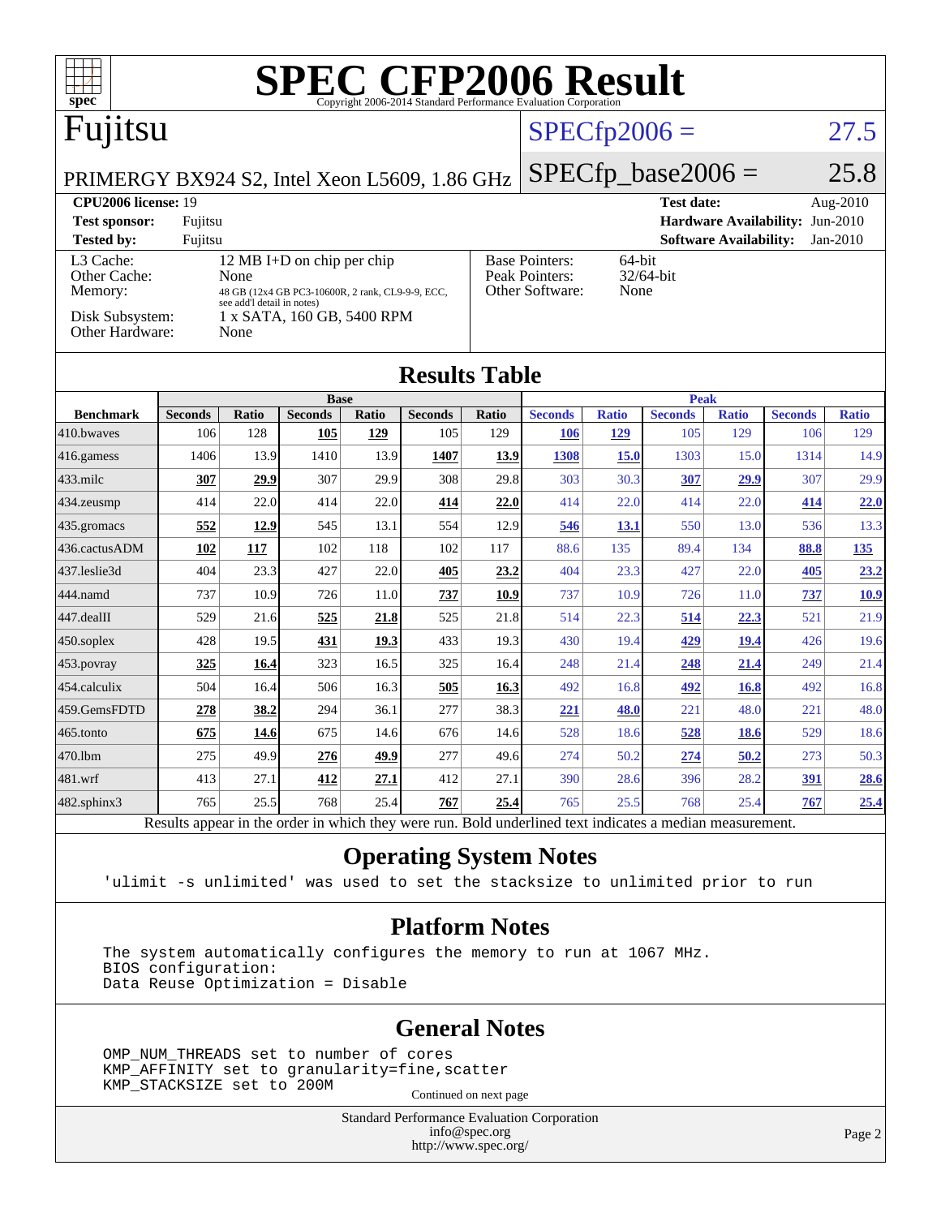# SPEC CFP2006 Result

Copyright 2006-2014 Standard Performance Evaluation Corporation

## Fujitsu

PRIMERGY BX924 S2, Intel Xeon L5609, 1.86 GHz

SPECfp2006 = 27.5

SPECfp_base2006 = 25.8

| | | | |
|---|---|---|---|
| **CPU2006 license:** 19 | | **Test date:** | Aug-2010 |
| **Test sponsor:** | Fujitsu | **Hardware Availability:** | Jun-2010 |
| **Tested by:** | Fujitsu | **Software Availability:** | Jan-2010 |

| | | | |
|---|---|---|---|
| L3 Cache: | 12 MB I+D on chip per chip | Base Pointers: | 64-bit |
| Other Cache: | None | Peak Pointers: | 32/64-bit |
| Memory: | 48 GB (12x4 GB PC3-10600R, 2 rank, CL9-9-9, ECC, see add'l detail in notes) | Other Software: | None |
| Disk Subsystem: | 1 x SATA, 160 GB, 5400 RPM | | |
| Other Hardware: | None | | |

## Results Table

| Benchmark | Base | | | | | | Peak | | | | | |
|---|---|---|---|---|---|---|---|---|---|---|---|---|
| | Seconds | Ratio | Seconds | Ratio | Seconds | Ratio | Seconds | Ratio | Seconds | Ratio | Seconds | Ratio |
| 410.bwaves | 106 | 128 | **105** | **129** | 105 | 129 | **106** | **129** | 105 | 129 | 106 | 129 |
| 416.gamess | 1406 | 13.9 | 1410 | 13.9 | **1407** | **13.9** | **1308** | **15.0** | 1303 | 15.0 | 1314 | 14.9 |
| 433.milc | **307** | **29.9** | 307 | 29.9 | 308 | 29.8 | 303 | 30.3 | **307** | **29.9** | 307 | 29.9 |
| 434.zeusmp | 414 | 22.0 | 414 | 22.0 | **414** | **22.0** | 414 | 22.0 | 414 | 22.0 | **414** | **22.0** |
| 435.gromacs | **552** | **12.9** | 545 | 13.1 | 554 | 12.9 | **546** | **13.1** | 550 | 13.0 | 536 | 13.3 |
| 436.cactusADM | **102** | **117** | 102 | 118 | 102 | 117 | 88.6 | 135 | 89.4 | 134 | **88.8** | **135** |
| 437.leslie3d | 404 | 23.3 | 427 | 22.0 | **405** | **23.2** | 404 | 23.3 | 427 | 22.0 | **405** | **23.2** |
| 444.namd | 737 | 10.9 | 726 | 11.0 | **737** | **10.9** | 737 | 10.9 | 726 | 11.0 | **737** | **10.9** |
| 447.dealII | 529 | 21.6 | **525** | **21.8** | 525 | 21.8 | 514 | 22.3 | **514** | **22.3** | 521 | 21.9 |
| 450.soplex | 428 | 19.5 | **431** | **19.3** | 433 | 19.3 | 430 | 19.4 | **429** | **19.4** | 426 | 19.6 |
| 453.povray | **325** | **16.4** | 323 | 16.5 | 325 | 16.4 | 248 | 21.4 | **248** | **21.4** | 249 | 21.4 |
| 454.calculix | 504 | 16.4 | 506 | 16.3 | **505** | **16.3** | 492 | 16.8 | **492** | **16.8** | 492 | 16.8 |
| 459.GemsFDTD | **278** | **38.2** | 294 | 36.1 | 277 | 38.3 | **221** | **48.0** | 221 | 48.0 | 221 | 48.0 |
| 465.tonto | **675** | **14.6** | 675 | 14.6 | 676 | 14.6 | 528 | 18.6 | **528** | **18.6** | 529 | 18.6 |
| 470.lbm | 275 | 49.9 | **276** | **49.9** | 277 | 49.6 | 274 | 50.2 | **274** | **50.2** | 273 | 50.3 |
| 481.wrf | 413 | 27.1 | **412** | **27.1** | 412 | 27.1 | 390 | 28.6 | 396 | 28.2 | **391** | **28.6** |
| 482.sphinx3 | 765 | 25.5 | 768 | 25.4 | **767** | **25.4** | 765 | 25.5 | 768 | 25.4 | **767** | **25.4** |

Results appear in the order in which they were run. Bold underlined text indicates a median measurement.

## Operating System Notes

```
'ulimit -s unlimited' was used to set the stacksize to unlimited prior to run
```

## Platform Notes

```
The system automatically configures the memory to run at 1067 MHz.
BIOS configuration:
Data Reuse Optimization = Disable
```

## General Notes

```
OMP_NUM_THREADS set to number of cores
KMP_AFFINITY set to granularity=fine,scatter
KMP_STACKSIZE set to 200M
```

Continued on next page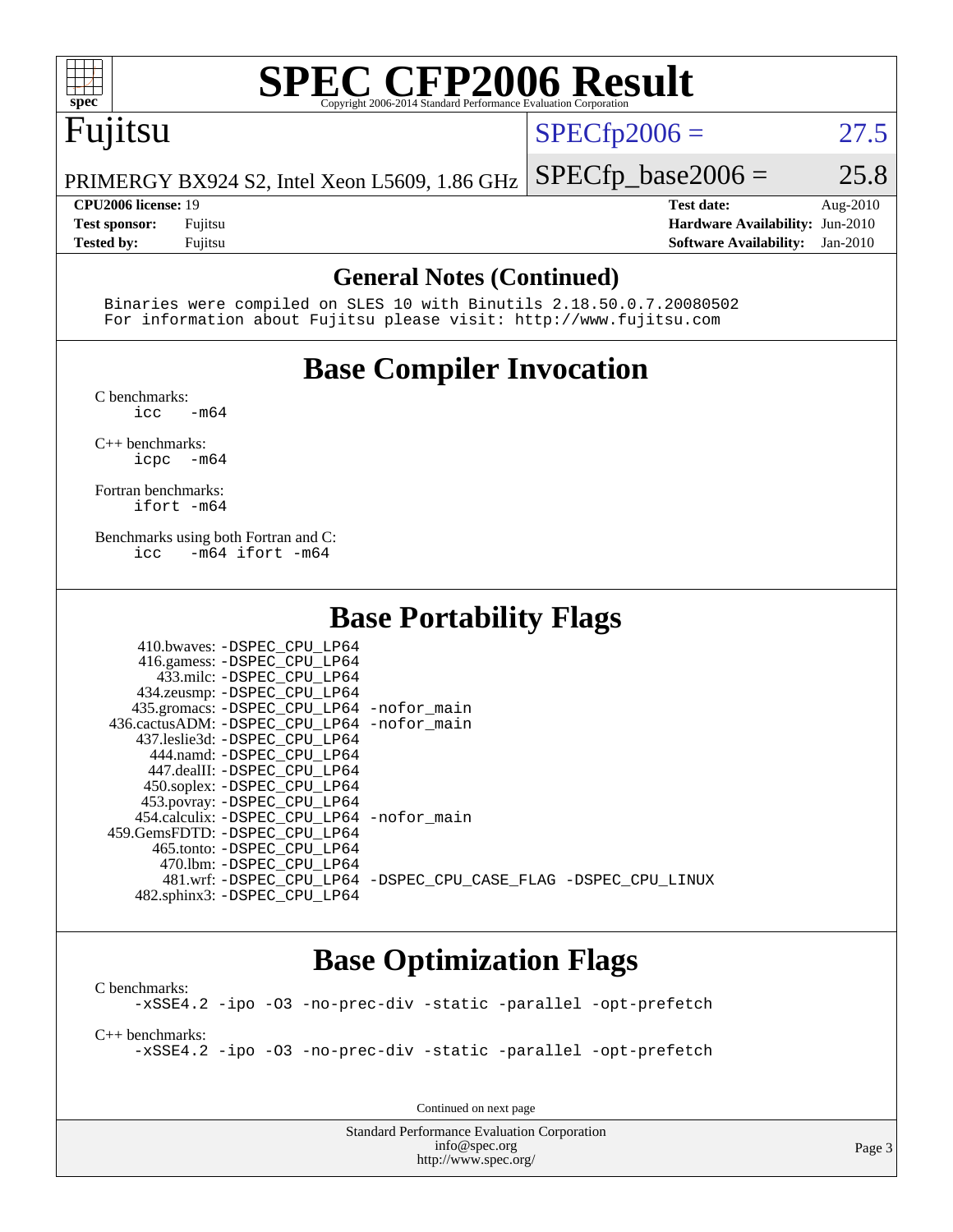# SPEC CFP2006 Result

Copyright 2006-2014 Standard Performance Evaluation Corporation

## Fujitsu

PRIMERGY BX924 S2, Intel Xeon L5609, 1.86 GHz

SPECfp2006 = 27.5

SPECfp_base2006 = 25.8

| | | | |
|---|---|---|---|
| **CPU2006 license:** 19 | | **Test date:** | Aug-2010 |
| **Test sponsor:** | Fujitsu | **Hardware Availability:** | Jun-2010 |
| **Tested by:** | Fujitsu | **Software Availability:** | Jan-2010 |

## General Notes (Continued)

```
Binaries were compiled on SLES 10 with Binutils 2.18.50.0.7.20080502
For information about Fujitsu please visit: http://www.fujitsu.com
```

## Base Compiler Invocation

C benchmarks:
```
icc   -m64
```

C++ benchmarks:
```
icpc  -m64
```

Fortran benchmarks:
```
ifort -m64
```

Benchmarks using both Fortran and C:
```
icc   -m64 ifort -m64
```

## Base Portability Flags

| | |
|---|---|
| 410.bwaves: | -DSPEC_CPU_LP64 |
| 416.gamess: | -DSPEC_CPU_LP64 |
| 433.milc: | -DSPEC_CPU_LP64 |
| 434.zeusmp: | -DSPEC_CPU_LP64 |
| 435.gromacs: | -DSPEC_CPU_LP64 -nofor_main |
| 436.cactusADM: | -DSPEC_CPU_LP64 -nofor_main |
| 437.leslie3d: | -DSPEC_CPU_LP64 |
| 444.namd: | -DSPEC_CPU_LP64 |
| 447.dealII: | -DSPEC_CPU_LP64 |
| 450.soplex: | -DSPEC_CPU_LP64 |
| 453.povray: | -DSPEC_CPU_LP64 |
| 454.calculix: | -DSPEC_CPU_LP64 -nofor_main |
| 459.GemsFDTD: | -DSPEC_CPU_LP64 |
| 465.tonto: | -DSPEC_CPU_LP64 |
| 470.lbm: | -DSPEC_CPU_LP64 |
| 481.wrf: | -DSPEC_CPU_LP64 -DSPEC_CPU_CASE_FLAG -DSPEC_CPU_LINUX |
| 482.sphinx3: | -DSPEC_CPU_LP64 |

## Base Optimization Flags

C benchmarks:
```
-xSSE4.2 -ipo -O3 -no-prec-div -static -parallel -opt-prefetch
```

C++ benchmarks:
```
-xSSE4.2 -ipo -O3 -no-prec-div -static -parallel -opt-prefetch
```

Continued on next page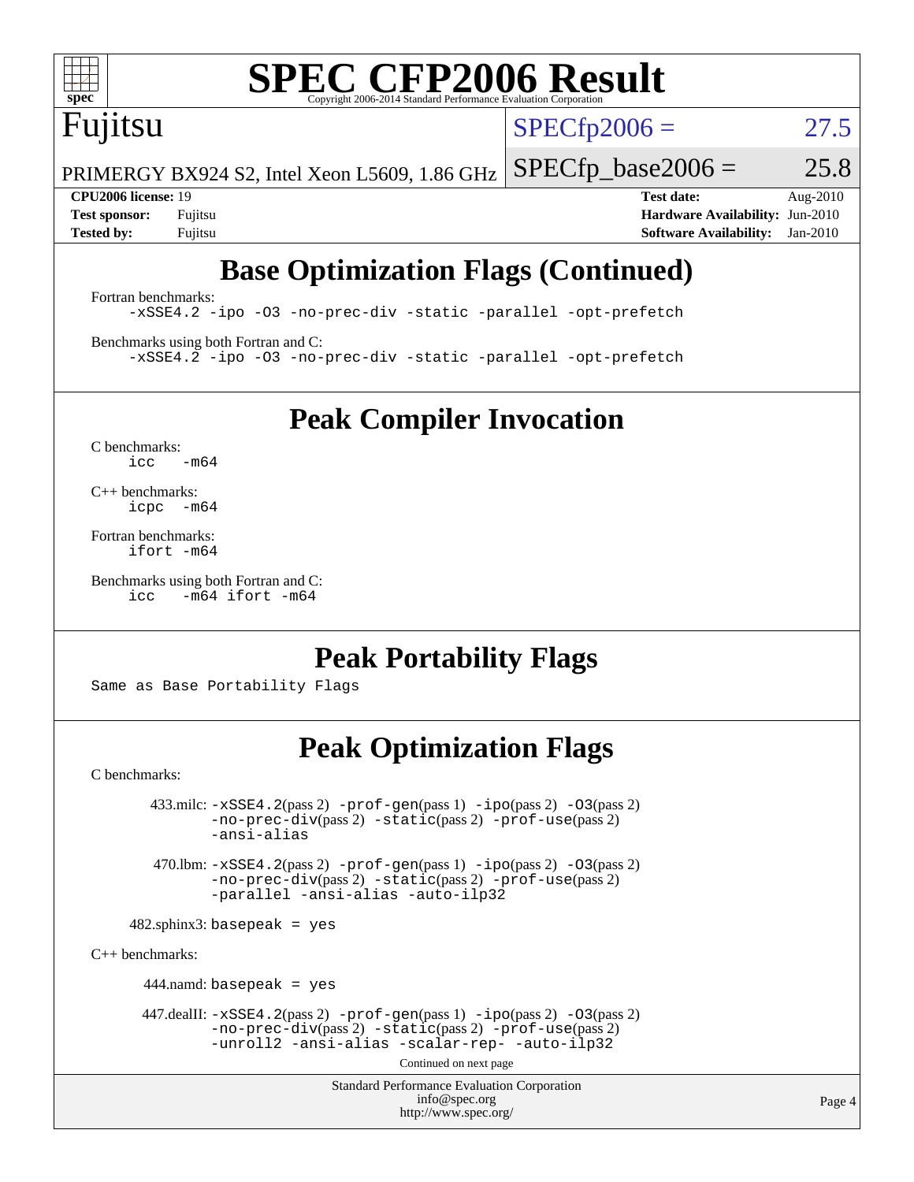# SPEC CFP2006 Result

Copyright 2006-2014 Standard Performance Evaluation Corporation

**Fujitsu**

PRIMERGY BX924 S2, Intel Xeon L5609, 1.86 GHz

SPECfp2006 = 27.5

SPECfp_base2006 = 25.8

| | | | |
|---|---|---|---|
| **CPU2006 license:** 19 | | **Test date:** | Aug-2010 |
| **Test sponsor:** | Fujitsu | **Hardware Availability:** | Jun-2010 |
| **Tested by:** | Fujitsu | **Software Availability:** | Jan-2010 |

## Base Optimization Flags (Continued)

Fortran benchmarks:

```
-xSSE4.2 -ipo -O3 -no-prec-div -static -parallel -opt-prefetch
```

Benchmarks using both Fortran and C:

```
-xSSE4.2 -ipo -O3 -no-prec-div -static -parallel -opt-prefetch
```

## Peak Compiler Invocation

C benchmarks:

```
icc   -m64
```

C++ benchmarks:

```
icpc  -m64
```

Fortran benchmarks:

```
ifort -m64
```

Benchmarks using both Fortran and C:

```
icc   -m64 ifort -m64
```

## Peak Portability Flags

Same as Base Portability Flags

## Peak Optimization Flags

C benchmarks:

433.milc: `-xSSE4.2`(pass 2) `-prof-gen`(pass 1) `-ipo`(pass 2) `-O3`(pass 2) `-no-prec-div`(pass 2) `-static`(pass 2) `-prof-use`(pass 2) `-ansi-alias`

470.lbm: `-xSSE4.2`(pass 2) `-prof-gen`(pass 1) `-ipo`(pass 2) `-O3`(pass 2) `-no-prec-div`(pass 2) `-static`(pass 2) `-prof-use`(pass 2) `-parallel -ansi-alias -auto-ilp32`

482.sphinx3: `basepeak = yes`

C++ benchmarks:

444.namd: `basepeak = yes`

447.dealII: `-xSSE4.2`(pass 2) `-prof-gen`(pass 1) `-ipo`(pass 2) `-O3`(pass 2) `-no-prec-div`(pass 2) `-static`(pass 2) `-prof-use`(pass 2) `-unroll2 -ansi-alias -scalar-rep- -auto-ilp32`

Continued on next page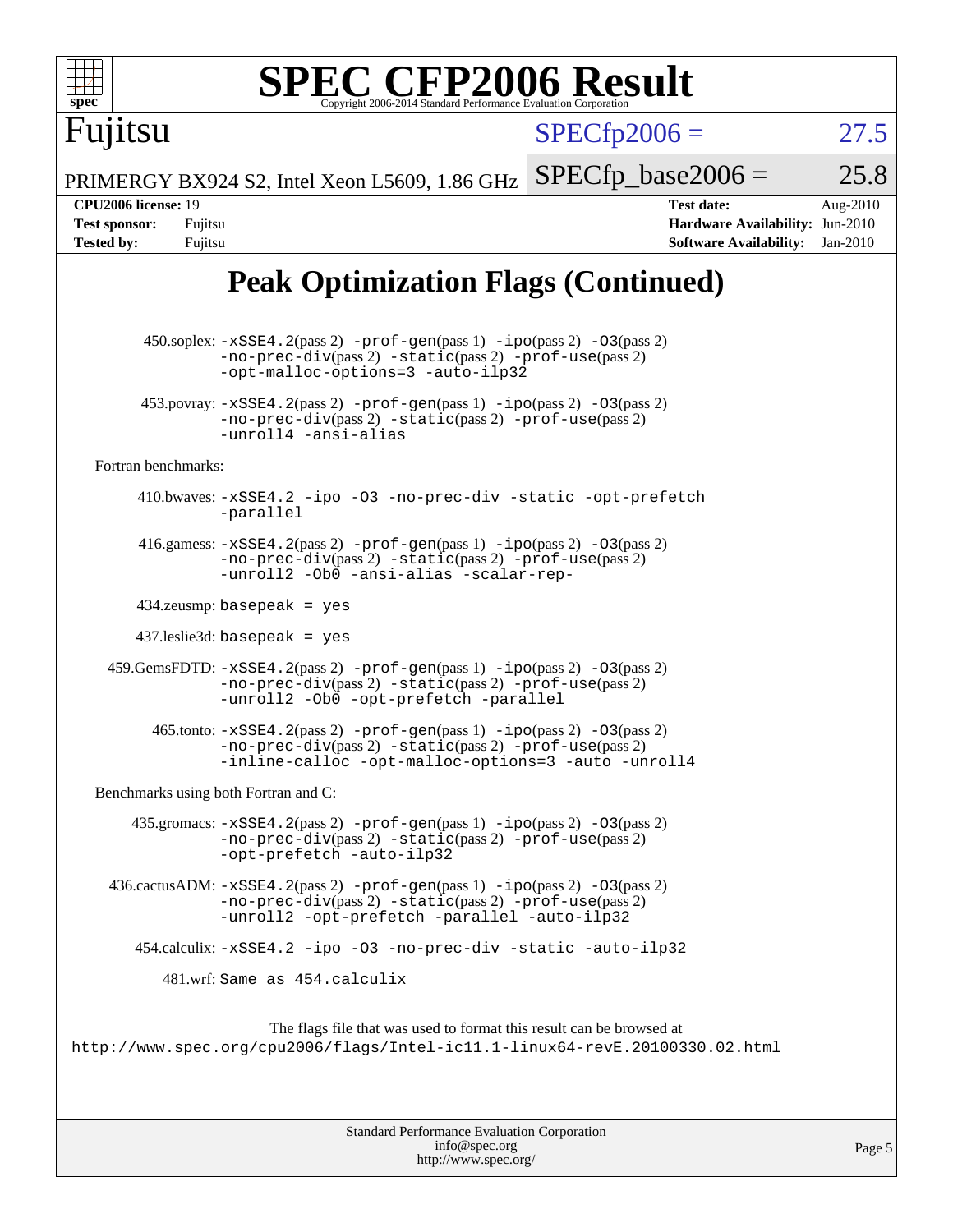# SPEC CFP2006 Result

Copyright 2006-2014 Standard Performance Evaluation Corporation

**Fujitsu**

PRIMERGY BX924 S2, Intel Xeon L5609, 1.86 GHz

SPECfp2006 = 27.5

SPECfp_base2006 = 25.8

| | | | |
|---|---|---|---|
| **CPU2006 license:** 19 | | **Test date:** | Aug-2010 |
| **Test sponsor:** | Fujitsu | **Hardware Availability:** | Jun-2010 |
| **Tested by:** | Fujitsu | **Software Availability:** | Jan-2010 |

## Peak Optimization Flags (Continued)

450.soplex: -xSSE4.2(pass 2) -prof-gen(pass 1) -ipo(pass 2) -O3(pass 2) -no-prec-div(pass 2) -static(pass 2) -prof-use(pass 2) -opt-malloc-options=3 -auto-ilp32

453.povray: -xSSE4.2(pass 2) -prof-gen(pass 1) -ipo(pass 2) -O3(pass 2) -no-prec-div(pass 2) -static(pass 2) -prof-use(pass 2) -unroll4 -ansi-alias

Fortran benchmarks:

410.bwaves: -xSSE4.2 -ipo -O3 -no-prec-div -static -opt-prefetch -parallel

416.gamess: -xSSE4.2(pass 2) -prof-gen(pass 1) -ipo(pass 2) -O3(pass 2) -no-prec-div(pass 2) -static(pass 2) -prof-use(pass 2) -unroll2 -Ob0 -ansi-alias -scalar-rep-

434.zeusmp: basepeak = yes

437.leslie3d: basepeak = yes

459.GemsFDTD: -xSSE4.2(pass 2) -prof-gen(pass 1) -ipo(pass 2) -O3(pass 2) -no-prec-div(pass 2) -static(pass 2) -prof-use(pass 2) -unroll2 -Ob0 -opt-prefetch -parallel

465.tonto: -xSSE4.2(pass 2) -prof-gen(pass 1) -ipo(pass 2) -O3(pass 2) -no-prec-div(pass 2) -static(pass 2) -prof-use(pass 2) -inline-calloc -opt-malloc-options=3 -auto -unroll4

Benchmarks using both Fortran and C:

435.gromacs: -xSSE4.2(pass 2) -prof-gen(pass 1) -ipo(pass 2) -O3(pass 2) -no-prec-div(pass 2) -static(pass 2) -prof-use(pass 2) -opt-prefetch -auto-ilp32

436.cactusADM: -xSSE4.2(pass 2) -prof-gen(pass 1) -ipo(pass 2) -O3(pass 2) -no-prec-div(pass 2) -static(pass 2) -prof-use(pass 2) -unroll2 -opt-prefetch -parallel -auto-ilp32

454.calculix: -xSSE4.2 -ipo -O3 -no-prec-div -static -auto-ilp32

481.wrf: Same as 454.calculix

The flags file that was used to format this result can be browsed at
http://www.spec.org/cpu2006/flags/Intel-ic11.1-linux64-revE.20100330.02.html

Standard Performance Evaluation Corporation
info@spec.org
http://www.spec.org/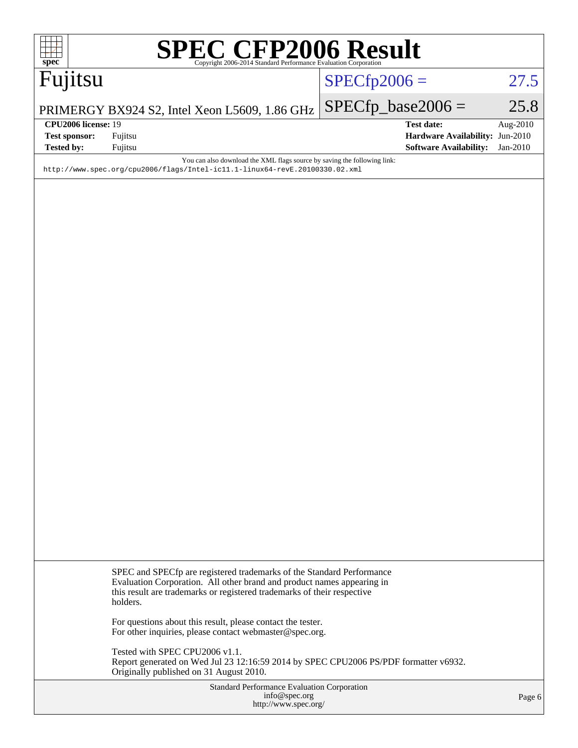# SPEC CFP2006 Result

Copyright 2006-2014 Standard Performance Evaluation Corporation

## Fujitsu

PRIMERGY BX924 S2, Intel Xeon L5609, 1.86 GHz

$SPECfp2006 =$ 27.5

$SPECfp\_base2006 =$ 25.8

| | | | |
|---|---|---|---|
| **CPU2006 license:** 19 | | **Test date:** | Aug-2010 |
| **Test sponsor:** | Fujitsu | **Hardware Availability:** | Jun-2010 |
| **Tested by:** | Fujitsu | **Software Availability:** | Jan-2010 |

You can also download the XML flags source by saving the following link:
http://www.spec.org/cpu2006/flags/Intel-ic11.1-linux64-revE.20100330.02.xml

SPEC and SPECfp are registered trademarks of the Standard Performance Evaluation Corporation. All other brand and product names appearing in this result are trademarks or registered trademarks of their respective holders.

For questions about this result, please contact the tester.
For other inquiries, please contact webmaster@spec.org.

Tested with SPEC CPU2006 v1.1.
Report generated on Wed Jul 23 12:16:59 2014 by SPEC CPU2006 PS/PDF formatter v6932.
Originally published on 31 August 2010.